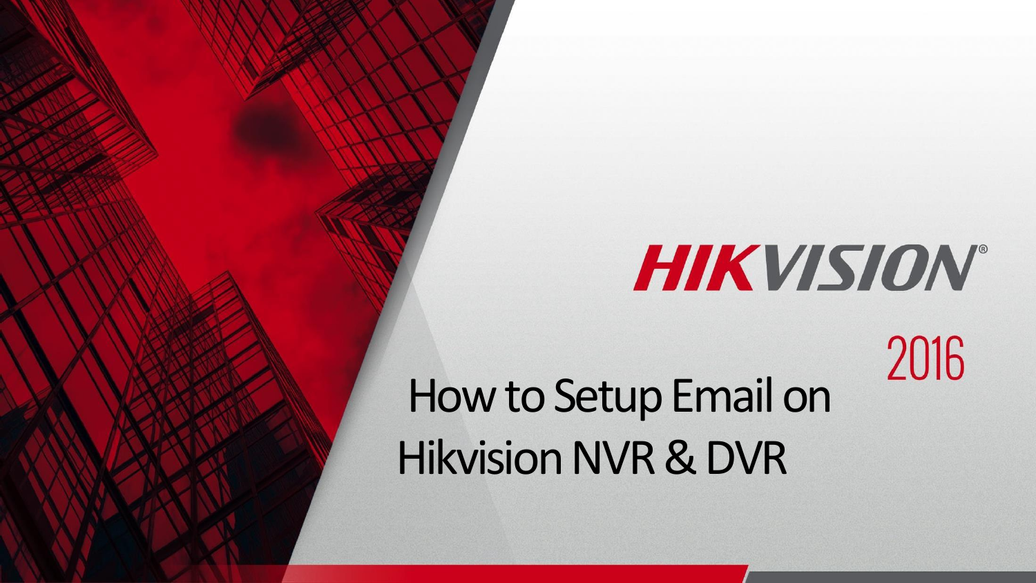HIKVISION

2016

# How to Setup Email on Hikvision NVR & DVR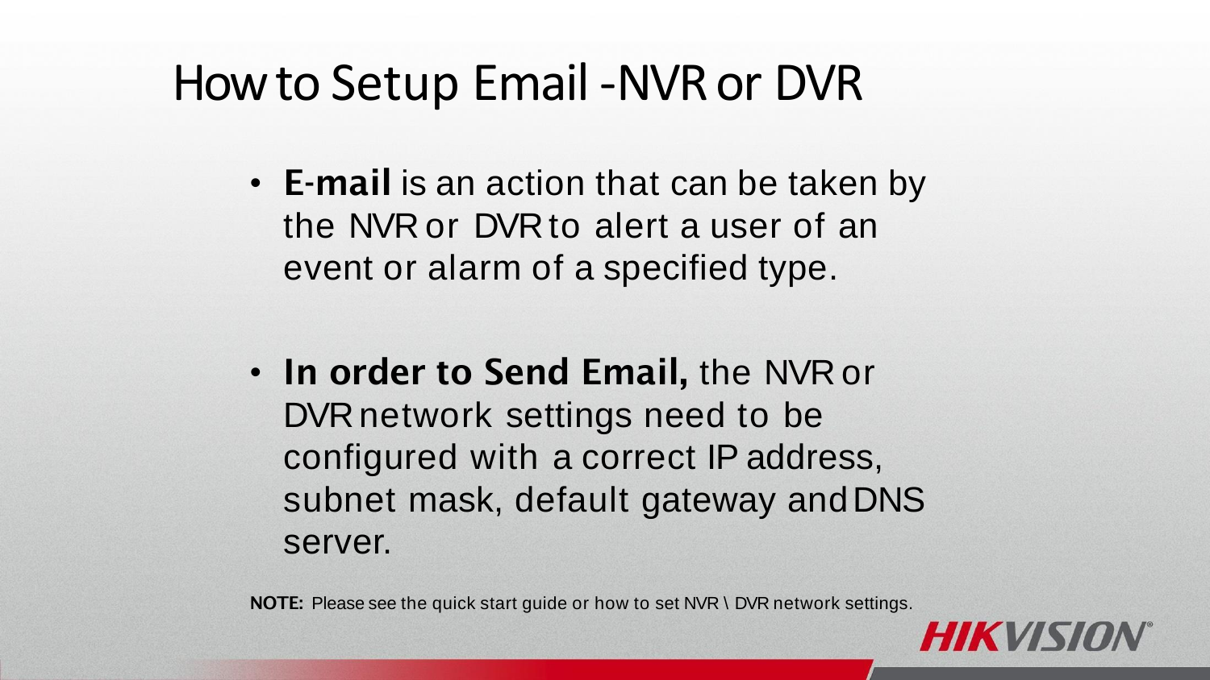# How to Setup Email - NVR or DVR

- **E-mail** is an action that can be taken by the NVR or DVR to alert a user of an event or alarm of a specified type.

- **In order to Send Email,** the NVR or DVR network settings need to be configured with a correct IP address, subnet mask, default gateway and DNS server.

**NOTE:** Please see the quick start guide or how to set NVR \ DVR network settings.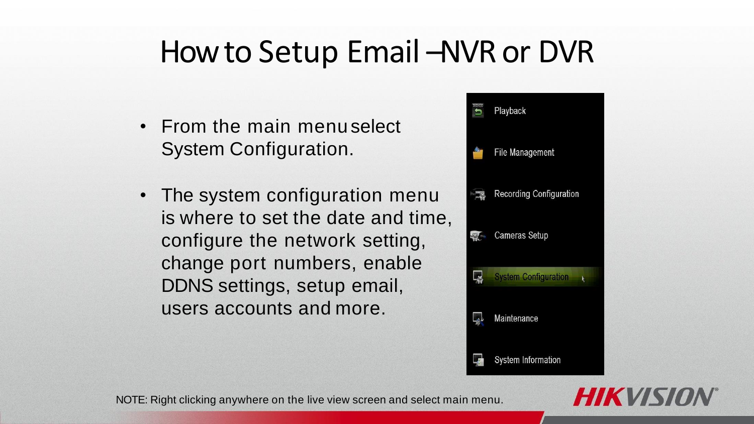# How to Setup Email – NVR or DVR

- From the main menu select System Configuration.
- The system configuration menu is where to set the date and time, configure the network setting, change port numbers, enable DDNS settings, setup email, users accounts and more.

Playback
File Management
Recording Configuration
Cameras Setup
System Configuration
Maintenance
System Information

NOTE: Right clicking anywhere on the live view screen and select main menu.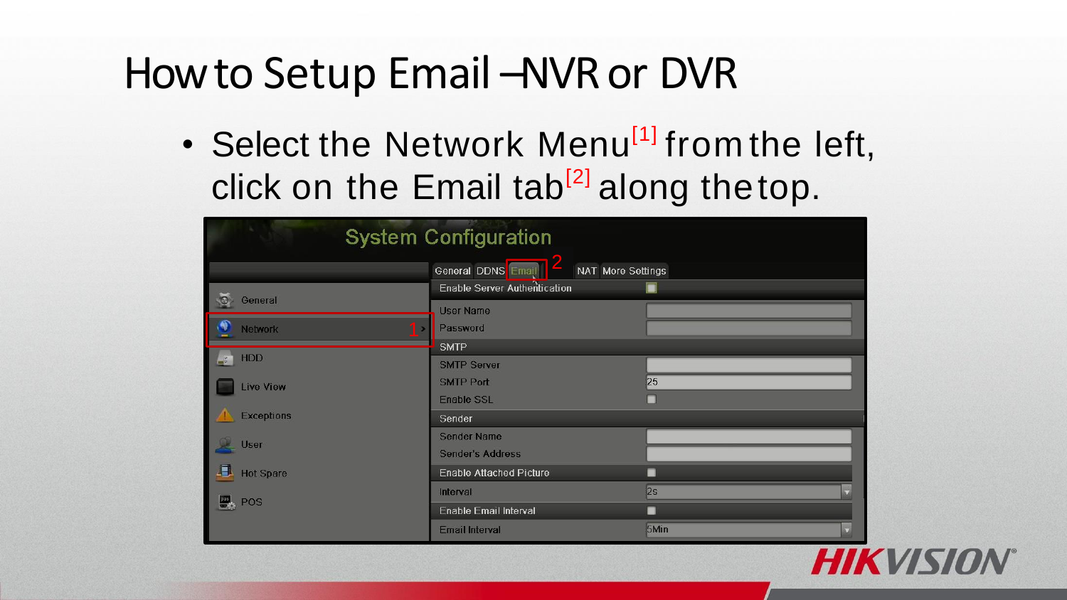# How to Setup Email – NVR or DVR

- Select the Network Menu[1] from the left, click on the Email tab[2] along the top.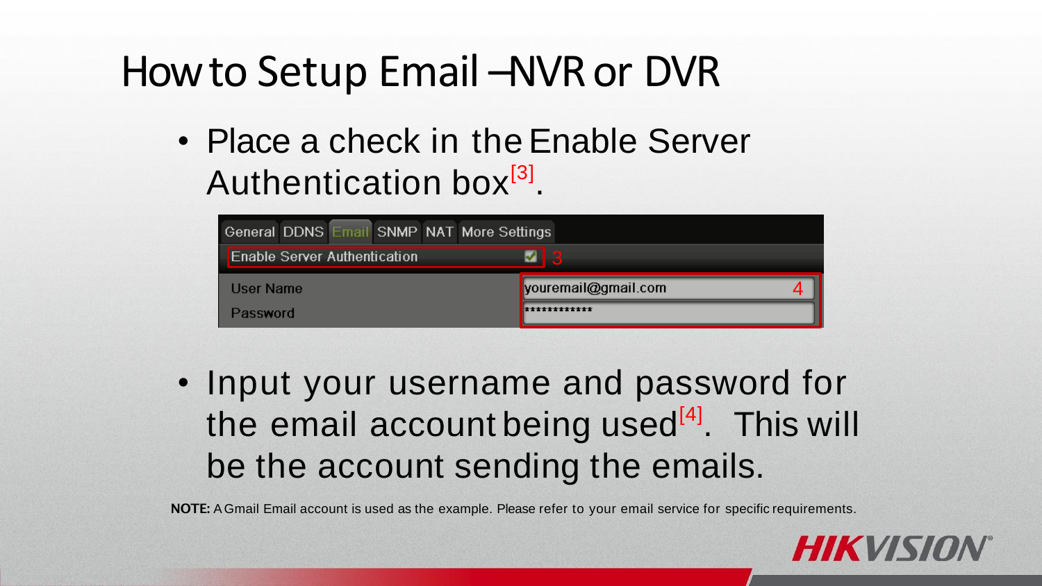# How to Setup Email – NVR or DVR

- Place a check in the Enable Server Authentication box[3].

- Input your username and password for the email account being used[4]. This will be the account sending the emails.

**NOTE:** A Gmail Email account is used as the example. Please refer to your email service for specific requirements.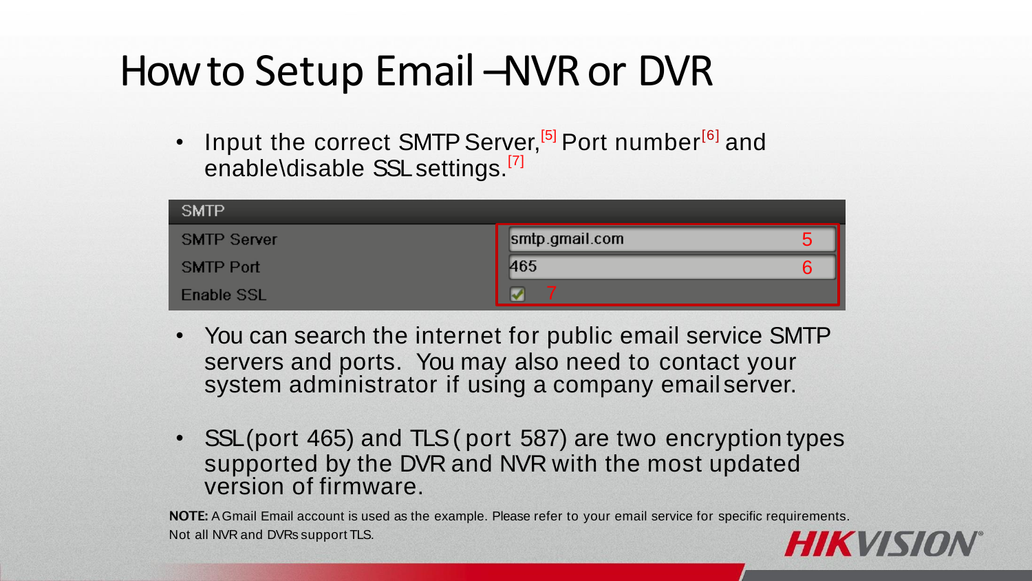# How to Setup Email – NVR or DVR

- Input the correct SMTP Server,[5] Port number[6] and enable\disable SSL settings.[7]

| SMTP | |
|---|---|
| SMTP Server | smtp.gmail.com [5] |
| SMTP Port | 465 [6] |
| Enable SSL | ☑ [7] |

- You can search the internet for public email service SMTP servers and ports. You may also need to contact your system administrator if using a company email server.
- SSL (port 465) and TLS ( port 587) are two encryption types supported by the DVR and NVR with the most updated version of firmware.

**NOTE:** A Gmail Email account is used as the example. Please refer to your email service for specific requirements. Not all NVR and DVRs support TLS.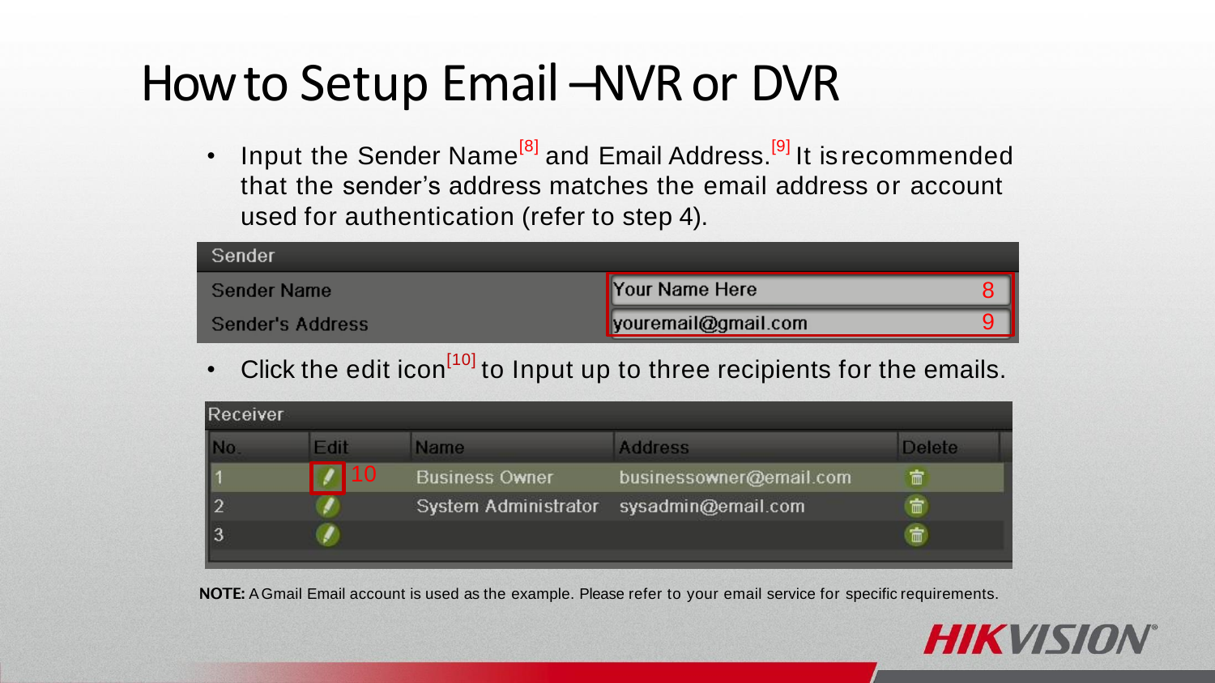# How to Setup Email – NVR or DVR

- Input the Sender Name[8] and Email Address.[9] It is recommended that the sender's address matches the email address or account used for authentication (refer to step 4).

| Sender | |
|---|---|
| Sender Name | Your Name Here (8) |
| Sender's Address | youremail@gmail.com (9) |

- Click the edit icon[10] to Input up to three recipients for the emails.

| No. | Edit | Name | Address | Delete |
|---|---|---|---|---|
| 1 | (10) | Business Owner | businessowner@email.com | |
| 2 | | System Administrator | sysadmin@email.com | |
| 3 | | | | |

**NOTE:** A Gmail Email account is used as the example. Please refer to your email service for specific requirements.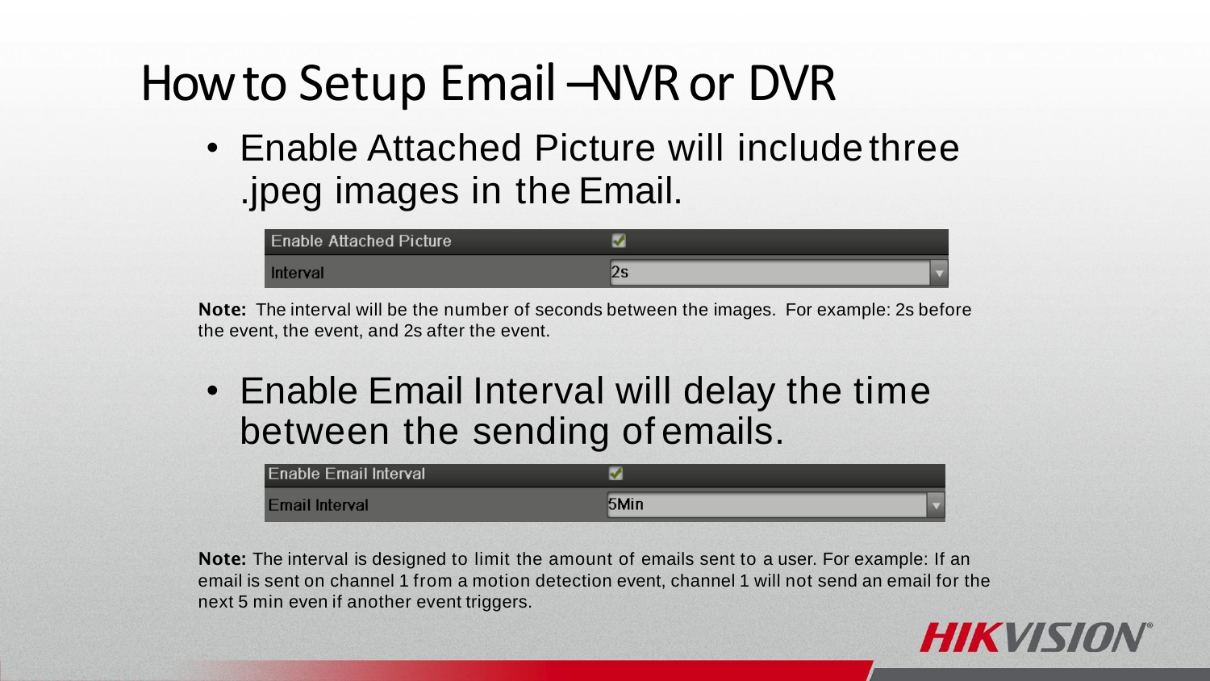# How to Setup Email – NVR or DVR

- Enable Attached Picture will include three .jpeg images in the Email.

| Enable Attached Picture | ✓ |
|---|---|
| Interval | 2s |

**Note:** The interval will be the number of seconds between the images. For example: 2s before the event, the event, and 2s after the event.

- Enable Email Interval will delay the time between the sending of emails.

| Enable Email Interval | ✓ |
|---|---|
| Email Interval | 5Min |

**Note:** The interval is designed to limit the amount of emails sent to a user. For example: If an email is sent on channel 1 from a motion detection event, channel 1 will not send an email for the next 5 min even if another event triggers.

HIKVISION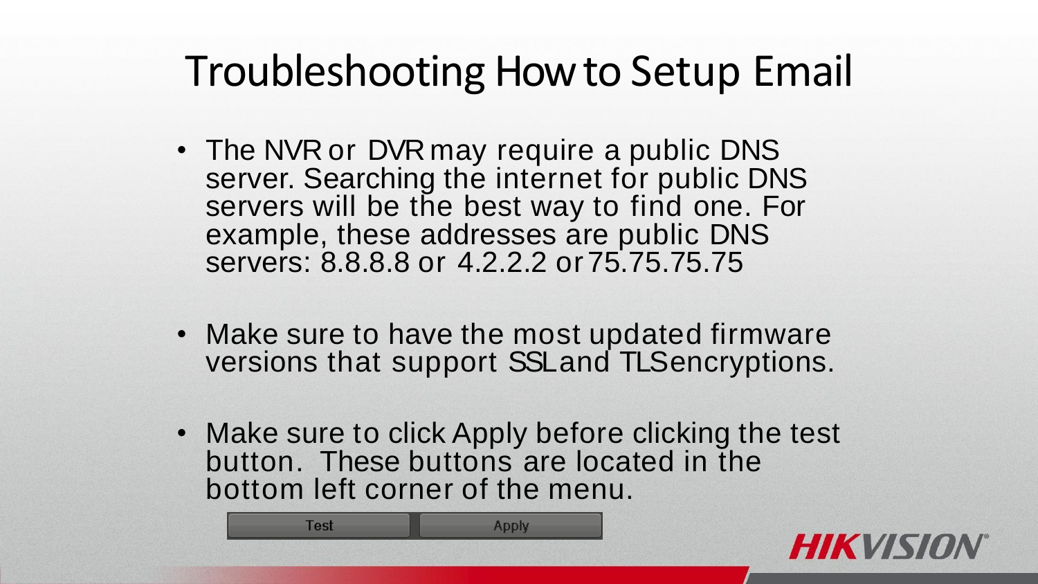# Troubleshooting How to Setup Email

- The NVR or DVR may require a public DNS server. Searching the internet for public DNS servers will be the best way to find one. For example, these addresses are public DNS servers: 8.8.8.8 or 4.2.2.2 or 75.75.75.75

- Make sure to have the most updated firmware versions that support SSL and TLS encryptions.

- Make sure to click Apply before clicking the test button. These buttons are located in the bottom left corner of the menu.

Test    Apply

HIKVISION